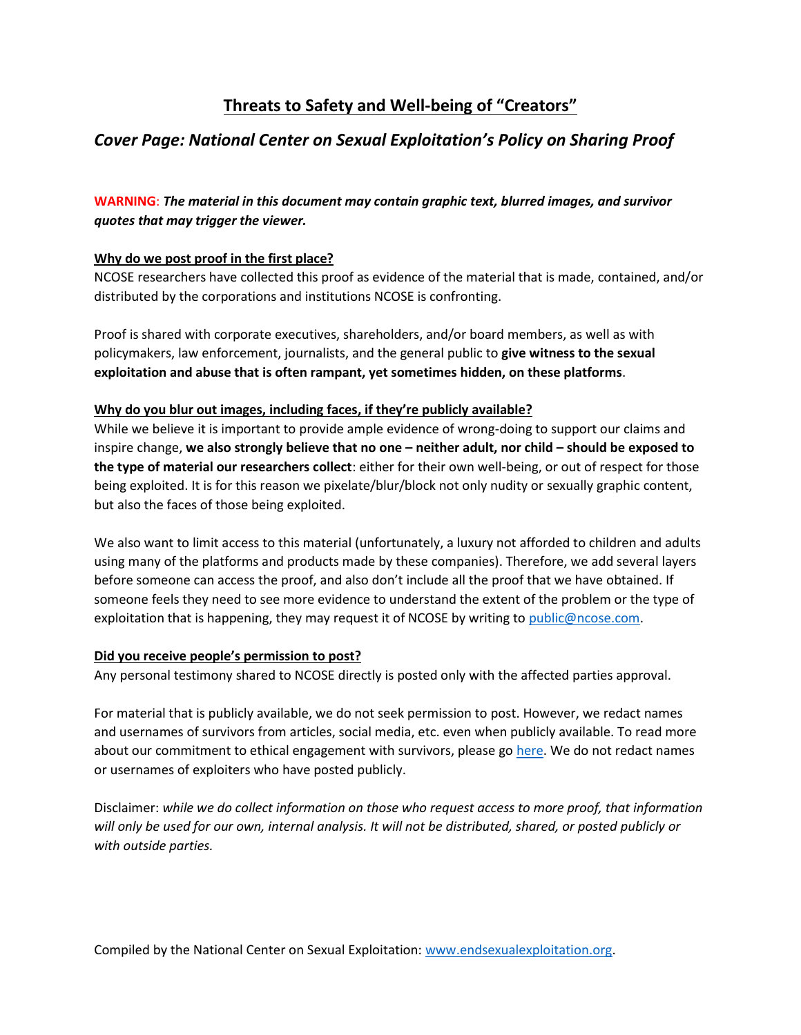# Threats to Safety and Well-being of "Creators"

## *Cover Page: National Center on Sexual Exploitation's Policy on Sharing Proof*

**WARNING**: ***The material in this document may contain graphic text, blurred images, and survivor quotes that may trigger the viewer.***

**Why do we post proof in the first place?**

NCOSE researchers have collected this proof as evidence of the material that is made, contained, and/or distributed by the corporations and institutions NCOSE is confronting.

Proof is shared with corporate executives, shareholders, and/or board members, as well as with policymakers, law enforcement, journalists, and the general public to **give witness to the sexual exploitation and abuse that is often rampant, yet sometimes hidden, on these platforms**.

**Why do you blur out images, including faces, if they're publicly available?**

While we believe it is important to provide ample evidence of wrong-doing to support our claims and inspire change, **we also strongly believe that no one – neither adult, nor child – should be exposed to the type of material our researchers collect**: either for their own well-being, or out of respect for those being exploited. It is for this reason we pixelate/blur/block not only nudity or sexually graphic content, but also the faces of those being exploited.

We also want to limit access to this material (unfortunately, a luxury not afforded to children and adults using many of the platforms and products made by these companies). Therefore, we add several layers before someone can access the proof, and also don't include all the proof that we have obtained. If someone feels they need to see more evidence to understand the extent of the problem or the type of exploitation that is happening, they may request it of NCOSE by writing to public@ncose.com.

**Did you receive people's permission to post?**

Any personal testimony shared to NCOSE directly is posted only with the affected parties approval.

For material that is publicly available, we do not seek permission to post. However, we redact names and usernames of survivors from articles, social media, etc. even when publicly available. To read more about our commitment to ethical engagement with survivors, please go here. We do not redact names or usernames of exploiters who have posted publicly.

Disclaimer: *while we do collect information on those who request access to more proof, that information will only be used for our own, internal analysis. It will not be distributed, shared, or posted publicly or with outside parties.*

Compiled by the National Center on Sexual Exploitation: www.endsexualexploitation.org.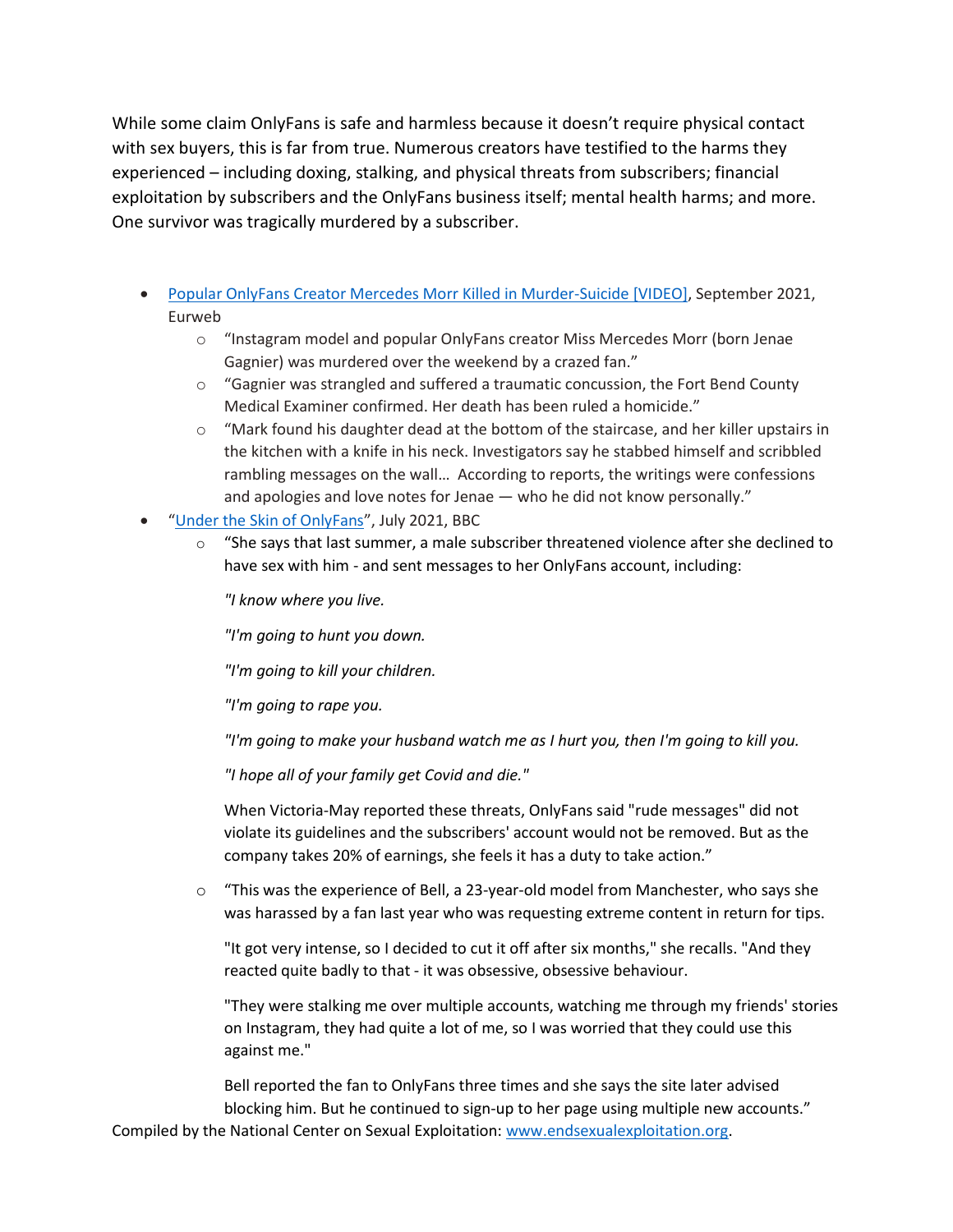While some claim OnlyFans is safe and harmless because it doesn't require physical contact with sex buyers, this is far from true. Numerous creators have testified to the harms they experienced – including doxing, stalking, and physical threats from subscribers; financial exploitation by subscribers and the OnlyFans business itself; mental health harms; and more. One survivor was tragically murdered by a subscriber.

- Popular OnlyFans Creator Mercedes Morr Killed in Murder-Suicide [VIDEO], September 2021, Eurweb
  - "Instagram model and popular OnlyFans creator Miss Mercedes Morr (born Jenae Gagnier) was murdered over the weekend by a crazed fan."
  - "Gagnier was strangled and suffered a traumatic concussion, the Fort Bend County Medical Examiner confirmed. Her death has been ruled a homicide."
  - "Mark found his daughter dead at the bottom of the staircase, and her killer upstairs in the kitchen with a knife in his neck. Investigators say he stabbed himself and scribbled rambling messages on the wall… According to reports, the writings were confessions and apologies and love notes for Jenae — who he did not know personally."
- "Under the Skin of OnlyFans", July 2021, BBC
  - "She says that last summer, a male subscriber threatened violence after she declined to have sex with him - and sent messages to her OnlyFans account, including:

    *"I know where you live.*

    *"I'm going to hunt you down.*

    *"I'm going to kill your children.*

    *"I'm going to rape you.*

    *"I'm going to make your husband watch me as I hurt you, then I'm going to kill you.*

    *"I hope all of your family get Covid and die."*

    When Victoria-May reported these threats, OnlyFans said "rude messages" did not violate its guidelines and the subscribers' account would not be removed. But as the company takes 20% of earnings, she feels it has a duty to take action."

  - "This was the experience of Bell, a 23-year-old model from Manchester, who says she was harassed by a fan last year who was requesting extreme content in return for tips.

    "It got very intense, so I decided to cut it off after six months," she recalls. "And they reacted quite badly to that - it was obsessive, obsessive behaviour.

    "They were stalking me over multiple accounts, watching me through my friends' stories on Instagram, they had quite a lot of me, so I was worried that they could use this against me."

    Bell reported the fan to OnlyFans three times and she says the site later advised blocking him. But he continued to sign-up to her page using multiple new accounts."

Compiled by the National Center on Sexual Exploitation: www.endsexualexploitation.org.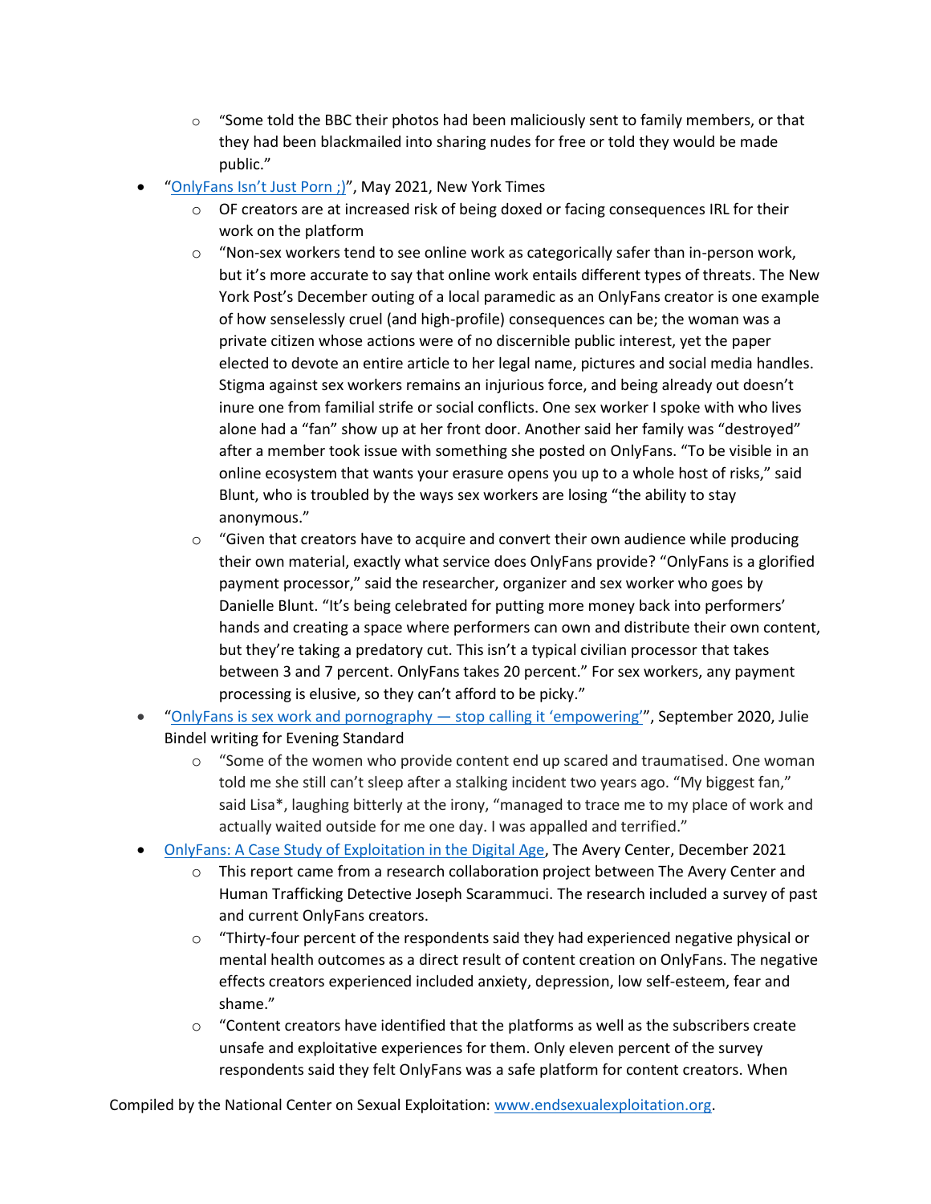- "Some told the BBC their photos had been maliciously sent to family members, or that they had been blackmailed into sharing nudes for free or told they would be made public."
- "OnlyFans Isn't Just Porn ;)", May 2021, New York Times
    - OF creators are at increased risk of being doxed or facing consequences IRL for their work on the platform
    - "Non-sex workers tend to see online work as categorically safer than in-person work, but it's more accurate to say that online work entails different types of threats. The New York Post's December outing of a local paramedic as an OnlyFans creator is one example of how senselessly cruel (and high-profile) consequences can be; the woman was a private citizen whose actions were of no discernible public interest, yet the paper elected to devote an entire article to her legal name, pictures and social media handles. Stigma against sex workers remains an injurious force, and being already out doesn't inure one from familial strife or social conflicts. One sex worker I spoke with who lives alone had a "fan" show up at her front door. Another said her family was "destroyed" after a member took issue with something she posted on OnlyFans. "To be visible in an online ecosystem that wants your erasure opens you up to a whole host of risks," said Blunt, who is troubled by the ways sex workers are losing "the ability to stay anonymous."
    - "Given that creators have to acquire and convert their own audience while producing their own material, exactly what service does OnlyFans provide? "OnlyFans is a glorified payment processor," said the researcher, organizer and sex worker who goes by Danielle Blunt. "It's being celebrated for putting more money back into performers' hands and creating a space where performers can own and distribute their own content, but they're taking a predatory cut. This isn't a typical civilian processor that takes between 3 and 7 percent. OnlyFans takes 20 percent." For sex workers, any payment processing is elusive, so they can't afford to be picky."
- "OnlyFans is sex work and pornography — stop calling it 'empowering'", September 2020, Julie Bindel writing for Evening Standard
    - "Some of the women who provide content end up scared and traumatised. One woman told me she still can't sleep after a stalking incident two years ago. "My biggest fan," said Lisa*, laughing bitterly at the irony, "managed to trace me to my place of work and actually waited outside for me one day. I was appalled and terrified."
- OnlyFans: A Case Study of Exploitation in the Digital Age, The Avery Center, December 2021
    - This report came from a research collaboration project between The Avery Center and Human Trafficking Detective Joseph Scarammuci. The research included a survey of past and current OnlyFans creators.
    - "Thirty-four percent of the respondents said they had experienced negative physical or mental health outcomes as a direct result of content creation on OnlyFans. The negative effects creators experienced included anxiety, depression, low self-esteem, fear and shame."
    - "Content creators have identified that the platforms as well as the subscribers create unsafe and exploitative experiences for them. Only eleven percent of the survey respondents said they felt OnlyFans was a safe platform for content creators. When

Compiled by the National Center on Sexual Exploitation: www.endsexualexploitation.org.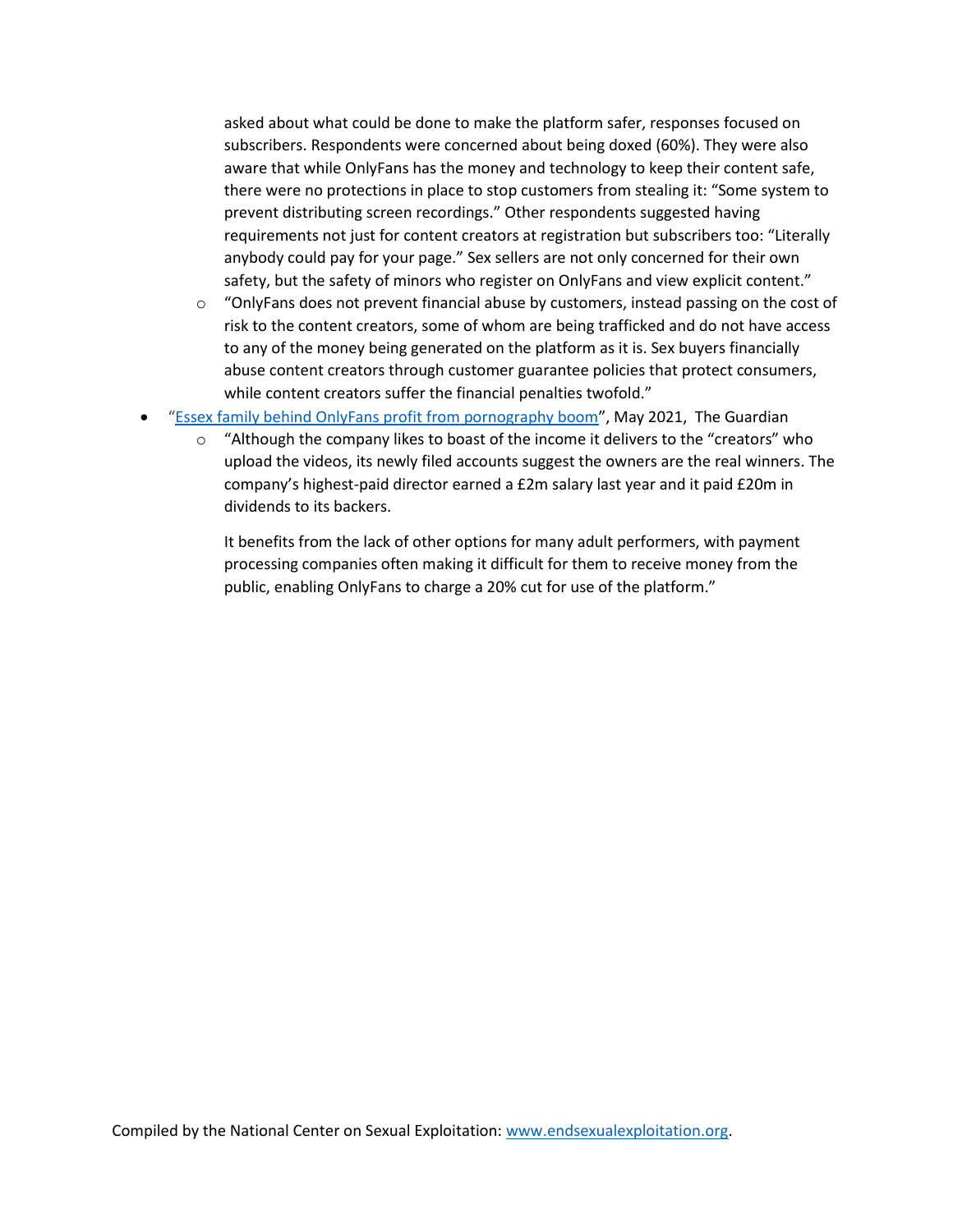asked about what could be done to make the platform safer, responses focused on subscribers. Respondents were concerned about being doxed (60%). They were also aware that while OnlyFans has the money and technology to keep their content safe, there were no protections in place to stop customers from stealing it: "Some system to prevent distributing screen recordings." Other respondents suggested having requirements not just for content creators at registration but subscribers too: "Literally anybody could pay for your page." Sex sellers are not only concerned for their own safety, but the safety of minors who register on OnlyFans and view explicit content."

    - "OnlyFans does not prevent financial abuse by customers, instead passing on the cost of risk to the content creators, some of whom are being trafficked and do not have access to any of the money being generated on the platform as it is. Sex buyers financially abuse content creators through customer guarantee policies that protect consumers, while content creators suffer the financial penalties twofold."

- "Essex family behind OnlyFans profit from pornography boom", May 2021, The Guardian
    - "Although the company likes to boast of the income it delivers to the "creators" who upload the videos, its newly filed accounts suggest the owners are the real winners. The company's highest-paid director earned a £2m salary last year and it paid £20m in dividends to its backers.

      It benefits from the lack of other options for many adult performers, with payment processing companies often making it difficult for them to receive money from the public, enabling OnlyFans to charge a 20% cut for use of the platform."

Compiled by the National Center on Sexual Exploitation: www.endsexualexploitation.org.